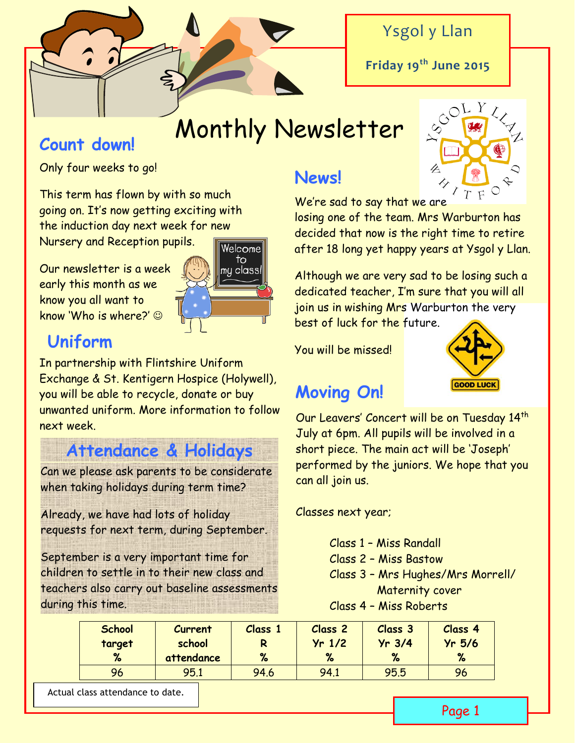Ysgol y Llan

**Friday 19th June 2015**

# Monthly Newsletter

## Count down!

Only four weeks to go!

This term has flown by with so much going on. It's now getting exciting with the induction day next week for new Nursery and Reception pupils.

Our newsletter is a week early this month as we know you all want to know 'Who is where?' ☺

## Uniform

In partnership with Flintshire Uniform Exchange & St. Kentigern Hospice (Holywell), you will be able to recycle, donate or buy unwanted uniform. More information to follow next week.

## Attendance & Holidays

Can we please ask parents to be considerate when taking holidays during term time?

Already, we have had lots of holiday requests for next term, during September.

September is a very important time for children to settle in to their new class and teachers also carry out baseline assessments during this time.

## News!

We're sad to say that we are losing one of the team. Mrs Warburton has decided that now is the right time to retire after 18 long yet happy years at Ysgol y Llan.

Although we are very sad to be losing such a dedicated teacher, I'm sure that you will all join us in wishing Mrs Warburton the very best of luck for the future.

You will be missed!

## Moving On!

Our Leavers' Concert will be on Tuesday 14th July at 6pm. All pupils will be involved in a short piece. The main act will be 'Joseph' performed by the juniors. We hope that you can all join us.

Classes next year;

- Class 1 – Miss Randall
- Class 2 – Miss Bastow
- Class 3 – Mrs Hughes/Mrs Morrell/ Maternity cover
- Class 4 – Miss Roberts

| School target % | Current school attendance | Class 1 R % | Class 2 Yr 1/2 % | Class 3 Yr 3/4 % | Class 4 Yr 5/6 % |
|---|---|---|---|---|---|
| 96 | 95.1 | 94.6 | 94.1 | 95.5 | 96 |

Actual class attendance to date.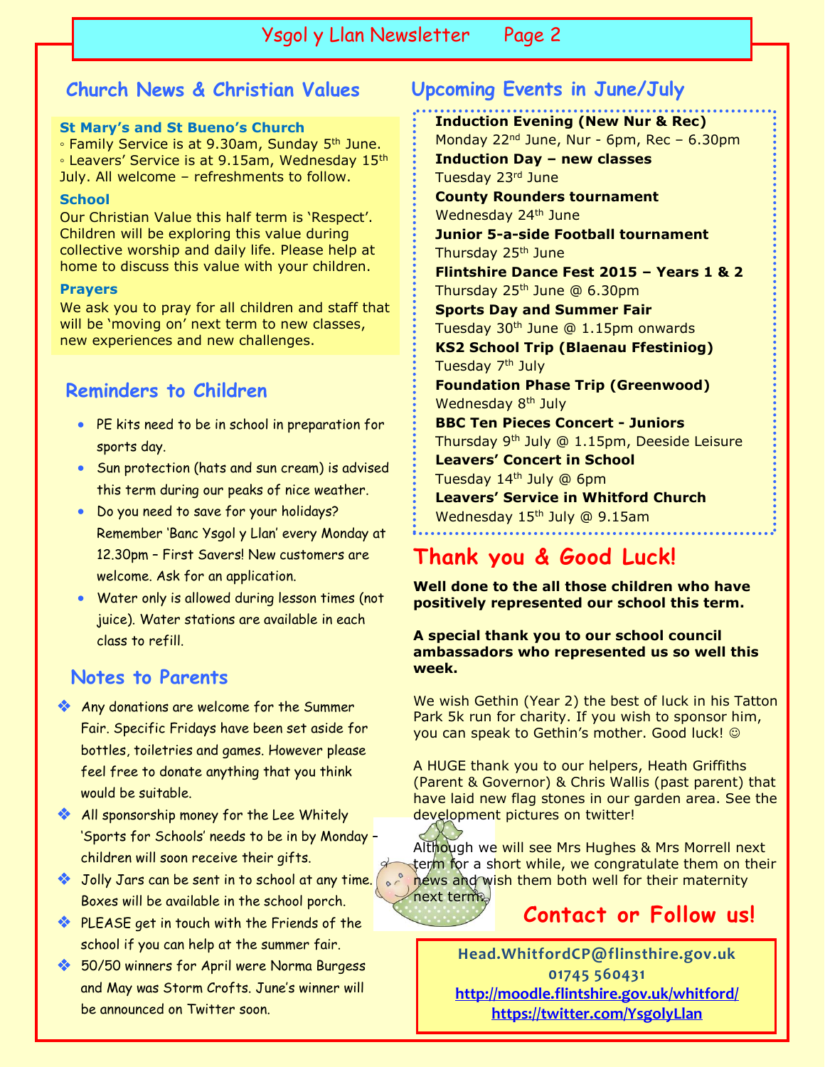# Ysgol y Llan Newsletter Page 2

## Church News & Christian Values

**St Mary's and St Bueno's Church**

◦ Family Service is at 9.30am, Sunday 5th June.
◦ Leavers' Service is at 9.15am, Wednesday 15th July. All welcome – refreshments to follow.

**School**

Our Christian Value this half term is 'Respect'. Children will be exploring this value during collective worship and daily life. Please help at home to discuss this value with your children.

**Prayers**

We ask you to pray for all children and staff that will be 'moving on' next term to new classes, new experiences and new challenges.

## Reminders to Children

- PE kits need to be in school in preparation for sports day.
- Sun protection (hats and sun cream) is advised this term during our peaks of nice weather.
- Do you need to save for your holidays? Remember 'Banc Ysgol y Llan' every Monday at 12.30pm – First Savers! New customers are welcome. Ask for an application.
- Water only is allowed during lesson times (not juice). Water stations are available in each class to refill.

## Notes to Parents

- Any donations are welcome for the Summer Fair. Specific Fridays have been set aside for bottles, toiletries and games. However please feel free to donate anything that you think would be suitable.
- All sponsorship money for the Lee Whitely 'Sports for Schools' needs to be in by Monday – children will soon receive their gifts.
- Jolly Jars can be sent in to school at any time. Boxes will be available in the school porch.
- PLEASE get in touch with the Friends of the school if you can help at the summer fair.
- 50/50 winners for April were Norma Burgess and May was Storm Crofts. June's winner will be announced on Twitter soon.

## Upcoming Events in June/July

**Induction Evening (New Nur & Rec)**
Monday 22nd June, Nur - 6pm, Rec – 6.30pm

**Induction Day – new classes**
Tuesday 23rd June

**County Rounders tournament**
Wednesday 24th June

**Junior 5-a-side Football tournament**
Thursday 25th June

**Flintshire Dance Fest 2015 – Years 1 & 2**
Thursday 25th June @ 6.30pm

**Sports Day and Summer Fair**
Tuesday 30th June @ 1.15pm onwards

**KS2 School Trip (Blaenau Ffestiniog)**
Tuesday 7th July

**Foundation Phase Trip (Greenwood)**
Wednesday 8th July

**BBC Ten Pieces Concert - Juniors**
Thursday 9th July @ 1.15pm, Deeside Leisure

**Leavers' Concert in School**
Tuesday 14th July @ 6pm

**Leavers' Service in Whitford Church**
Wednesday 15th July @ 9.15am

## Thank you & Good Luck!

**Well done to the all those children who have positively represented our school this term.**

**A special thank you to our school council ambassadors who represented us so well this week.**

We wish Gethin (Year 2) the best of luck in his Tatton Park 5k run for charity. If you wish to sponsor him, you can speak to Gethin's mother. Good luck! ☺

A HUGE thank you to our helpers, Heath Griffiths (Parent & Governor) & Chris Wallis (past parent) that have laid new flag stones in our garden area. See the development pictures on twitter!

Although we will see Mrs Hughes & Mrs Morrell next term for a short while, we congratulate them on their news and wish them both well for their maternity next term.

## Contact or Follow us!

Head.WhitfordCP@flinsthire.gov.uk
01745 560431
http://moodle.flintshire.gov.uk/whitford/
https://twitter.com/YsgolyLlan